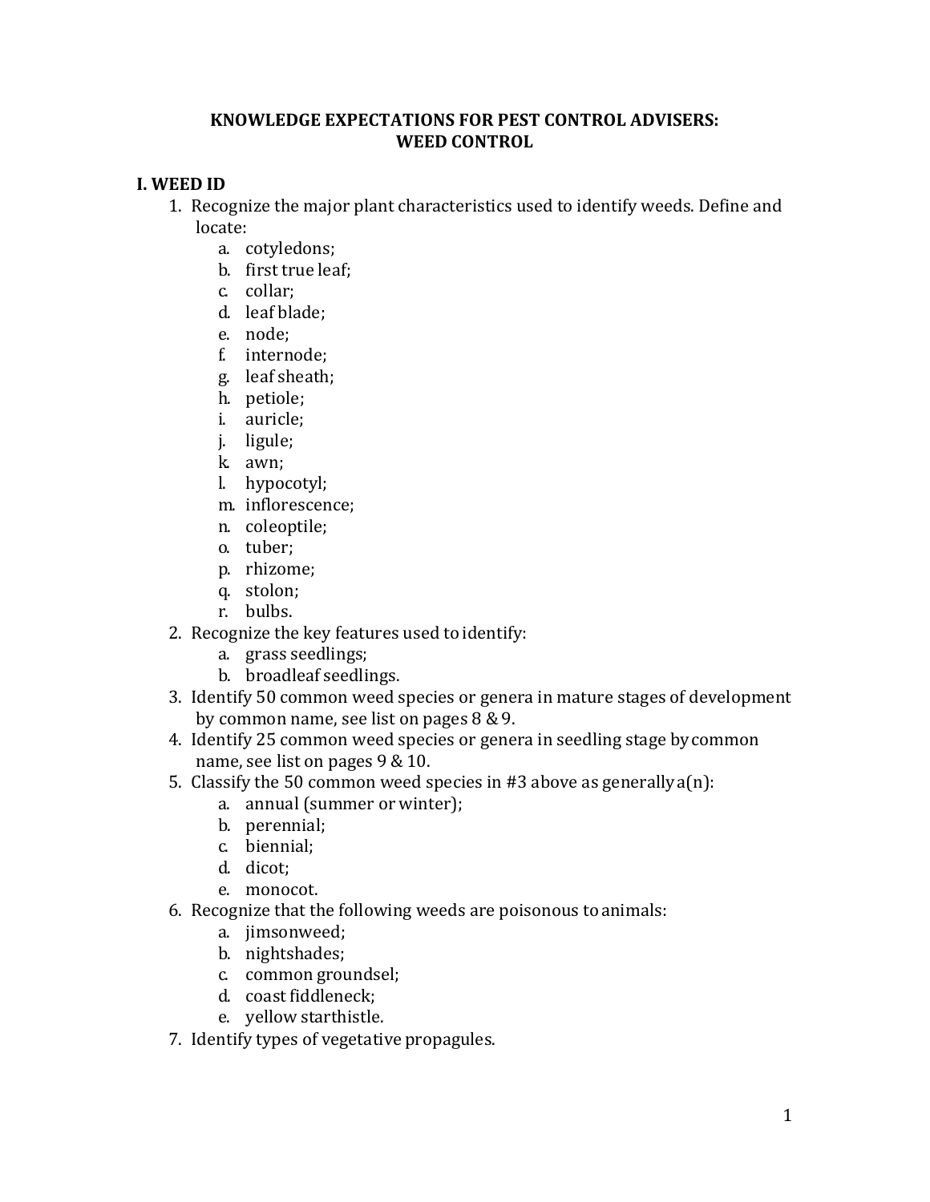# KNOWLEDGE EXPECTATIONS FOR PEST CONTROL ADVISERS: WEED CONTROL

## I. WEED ID

1. Recognize the major plant characteristics used to identify weeds. Define and locate:
   a. cotyledons;
   b. first true leaf;
   c. collar;
   d. leaf blade;
   e. node;
   f. internode;
   g. leaf sheath;
   h. petiole;
   i. auricle;
   j. ligule;
   k. awn;
   l. hypocotyl;
   m. inflorescence;
   n. coleoptile;
   o. tuber;
   p. rhizome;
   q. stolon;
   r. bulbs.
2. Recognize the key features used to identify:
   a. grass seedlings;
   b. broadleaf seedlings.
3. Identify 50 common weed species or genera in mature stages of development by common name, see list on pages 8 & 9.
4. Identify 25 common weed species or genera in seedling stage by common name, see list on pages 9 & 10.
5. Classify the 50 common weed species in #3 above as generally a(n):
   a. annual (summer or winter);
   b. perennial;
   c. biennial;
   d. dicot;
   e. monocot.
6. Recognize that the following weeds are poisonous to animals:
   a. jimsonweed;
   b. nightshades;
   c. common groundsel;
   d. coast fiddleneck;
   e. yellow starthistle.
7. Identify types of vegetative propagules.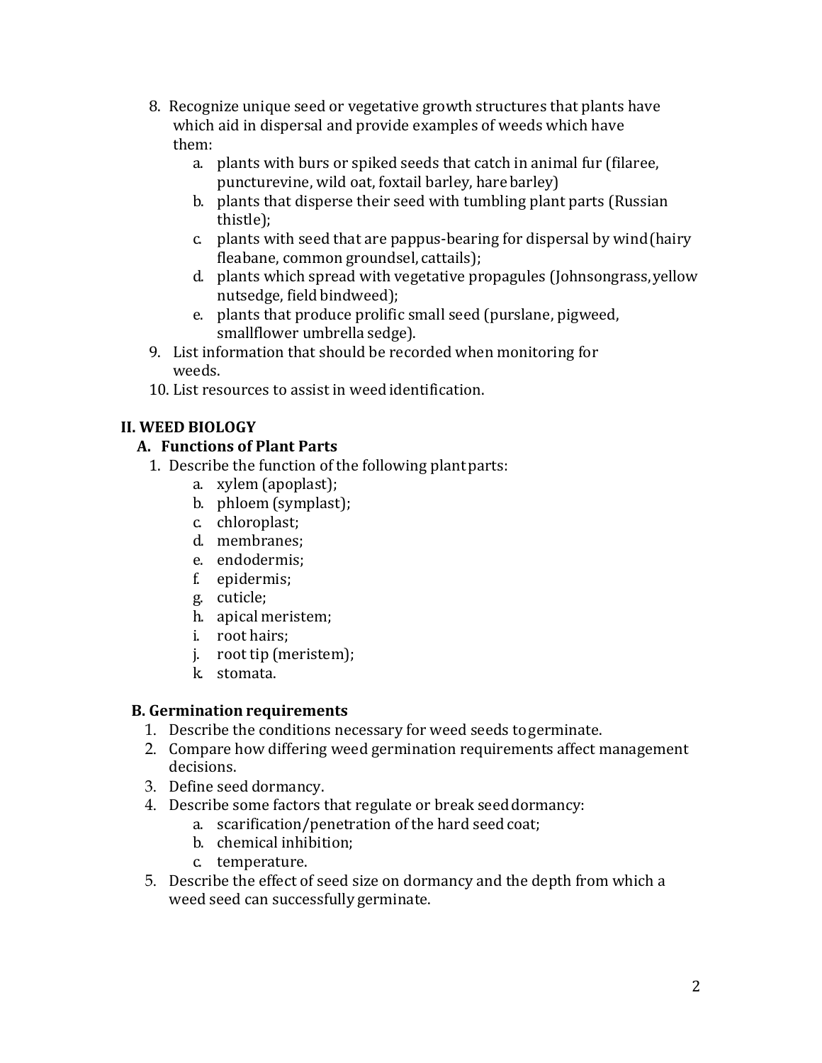8. Recognize unique seed or vegetative growth structures that plants have which aid in dispersal and provide examples of weeds which have them:
    a. plants with burs or spiked seeds that catch in animal fur (filaree, puncturevine, wild oat, foxtail barley, hare barley)
    b. plants that disperse their seed with tumbling plant parts (Russian thistle);
    c. plants with seed that are pappus-bearing for dispersal by wind (hairy fleabane, common groundsel, cattails);
    d. plants which spread with vegetative propagules (Johnsongrass, yellow nutsedge, field bindweed);
    e. plants that produce prolific small seed (purslane, pigweed, smallflower umbrella sedge).
9. List information that should be recorded when monitoring for weeds.
10. List resources to assist in weed identification.

## II. WEED BIOLOGY

### A. Functions of Plant Parts

1. Describe the function of the following plant parts:
    a. xylem (apoplast);
    b. phloem (symplast);
    c. chloroplast;
    d. membranes;
    e. endodermis;
    f. epidermis;
    g. cuticle;
    h. apical meristem;
    i. root hairs;
    j. root tip (meristem);
    k. stomata.

### B. Germination requirements

1. Describe the conditions necessary for weed seeds to germinate.
2. Compare how differing weed germination requirements affect management decisions.
3. Define seed dormancy.
4. Describe some factors that regulate or break seed dormancy:
    a. scarification/penetration of the hard seed coat;
    b. chemical inhibition;
    c. temperature.
5. Describe the effect of seed size on dormancy and the depth from which a weed seed can successfully germinate.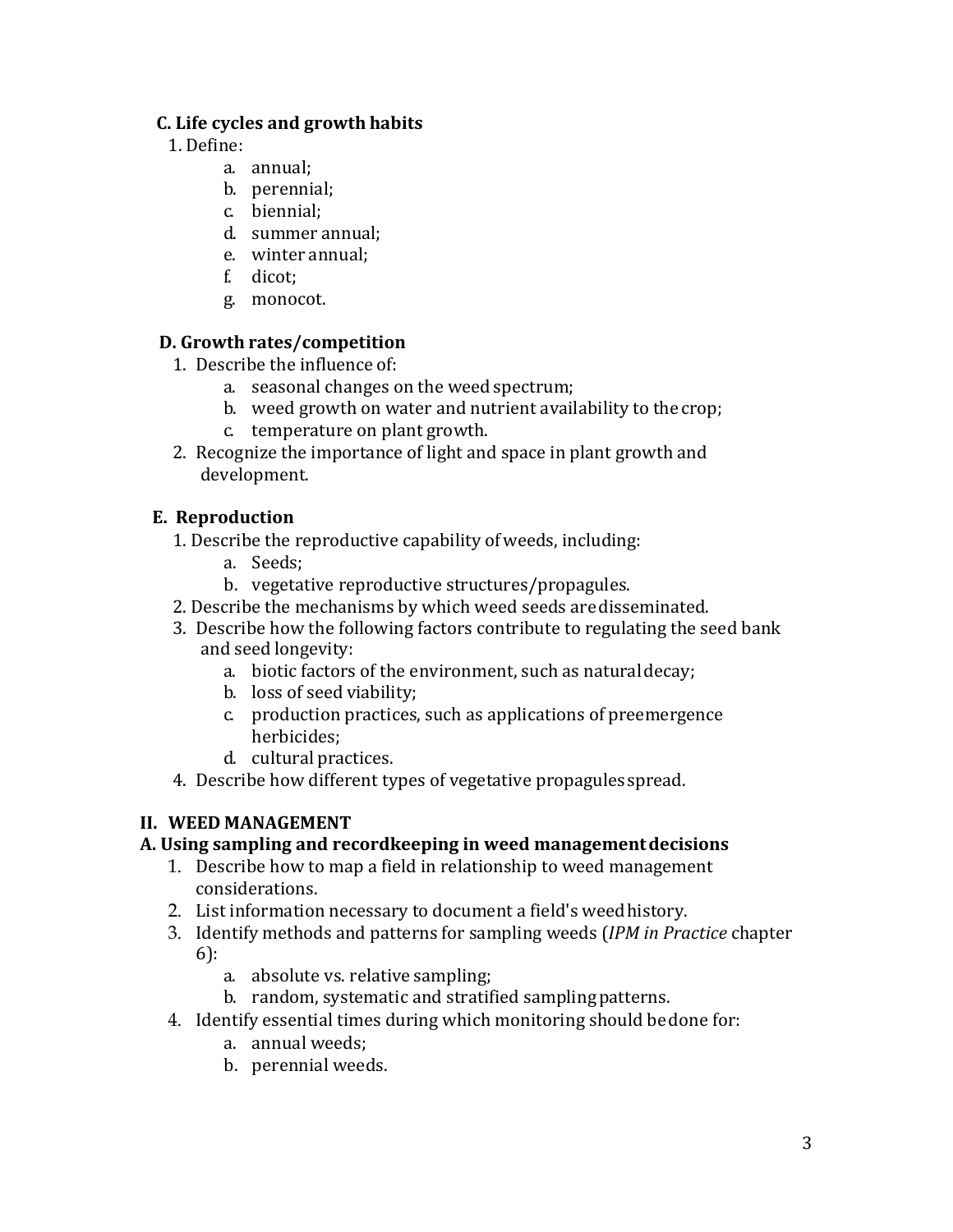### C. Life cycles and growth habits

1. Define:
    a. annual;
    b. perennial;
    c. biennial;
    d. summer annual;
    e. winter annual;
    f. dicot;
    g. monocot.

### D. Growth rates/competition

1. Describe the influence of:
    a. seasonal changes on the weed spectrum;
    b. weed growth on water and nutrient availability to the crop;
    c. temperature on plant growth.
2. Recognize the importance of light and space in plant growth and development.

### E. Reproduction

1. Describe the reproductive capability of weeds, including:
    a. Seeds;
    b. vegetative reproductive structures/propagules.
2. Describe the mechanisms by which weed seeds are disseminated.
3. Describe how the following factors contribute to regulating the seed bank and seed longevity:
    a. biotic factors of the environment, such as natural decay;
    b. loss of seed viability;
    c. production practices, such as applications of preemergence herbicides;
    d. cultural practices.
4. Describe how different types of vegetative propagules spread.

## II. WEED MANAGEMENT

### A. Using sampling and recordkeeping in weed management decisions

1. Describe how to map a field in relationship to weed management considerations.
2. List information necessary to document a field's weed history.
3. Identify methods and patterns for sampling weeds (*IPM in Practice* chapter 6):
    a. absolute vs. relative sampling;
    b. random, systematic and stratified sampling patterns.
4. Identify essential times during which monitoring should be done for:
    a. annual weeds;
    b. perennial weeds.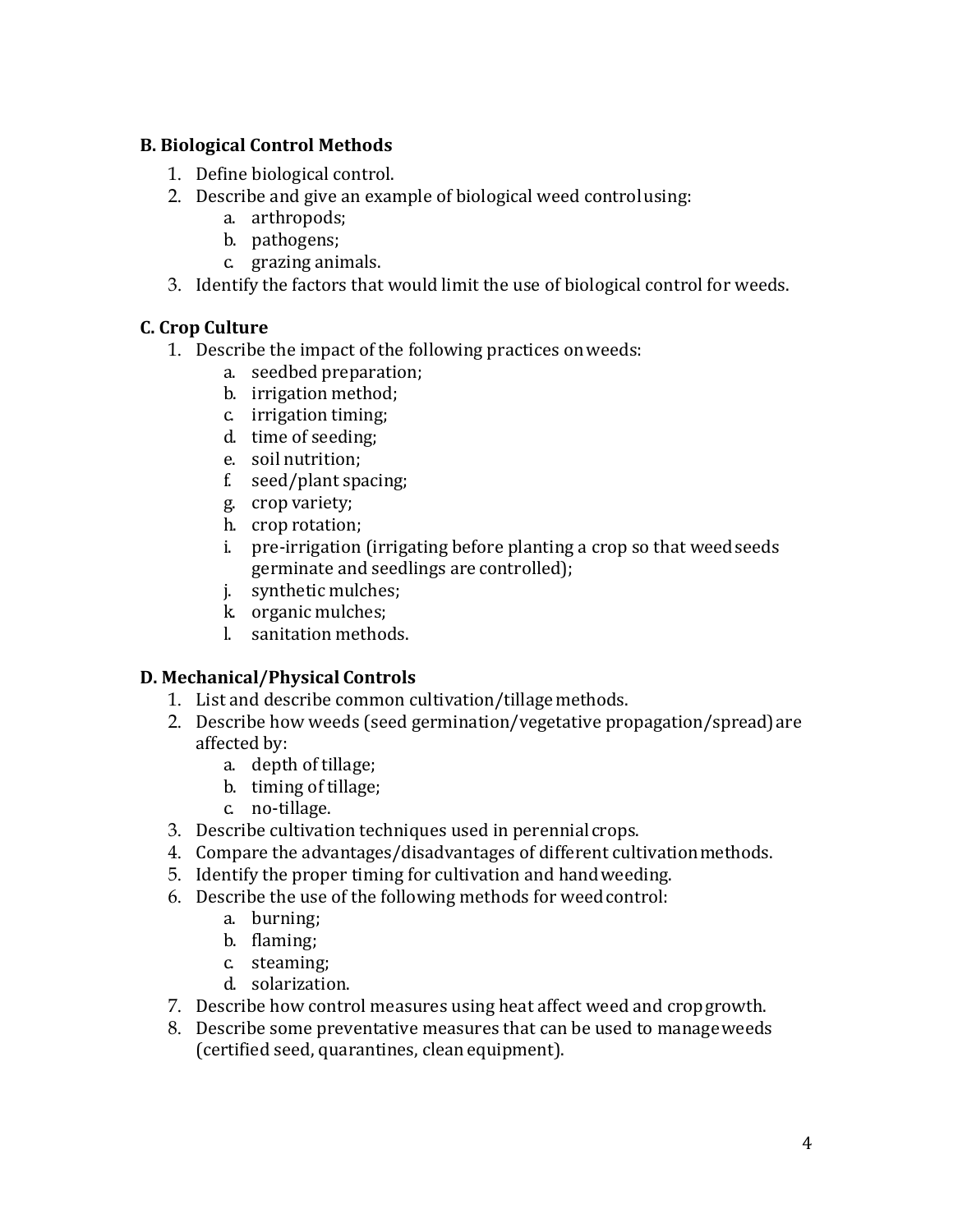### B. Biological Control Methods

1. Define biological control.
2. Describe and give an example of biological weed control using:
   a. arthropods;
   b. pathogens;
   c. grazing animals.
3. Identify the factors that would limit the use of biological control for weeds.

### C. Crop Culture

1. Describe the impact of the following practices on weeds:
   a. seedbed preparation;
   b. irrigation method;
   c. irrigation timing;
   d. time of seeding;
   e. soil nutrition;
   f. seed/plant spacing;
   g. crop variety;
   h. crop rotation;
   i. pre-irrigation (irrigating before planting a crop so that weed seeds germinate and seedlings are controlled);
   j. synthetic mulches;
   k. organic mulches;
   l. sanitation methods.

### D. Mechanical/Physical Controls

1. List and describe common cultivation/tillage methods.
2. Describe how weeds (seed germination/vegetative propagation/spread) are affected by:
   a. depth of tillage;
   b. timing of tillage;
   c. no-tillage.
3. Describe cultivation techniques used in perennial crops.
4. Compare the advantages/disadvantages of different cultivation methods.
5. Identify the proper timing for cultivation and hand weeding.
6. Describe the use of the following methods for weed control:
   a. burning;
   b. flaming;
   c. steaming;
   d. solarization.
7. Describe how control measures using heat affect weed and crop growth.
8. Describe some preventative measures that can be used to manage weeds (certified seed, quarantines, clean equipment).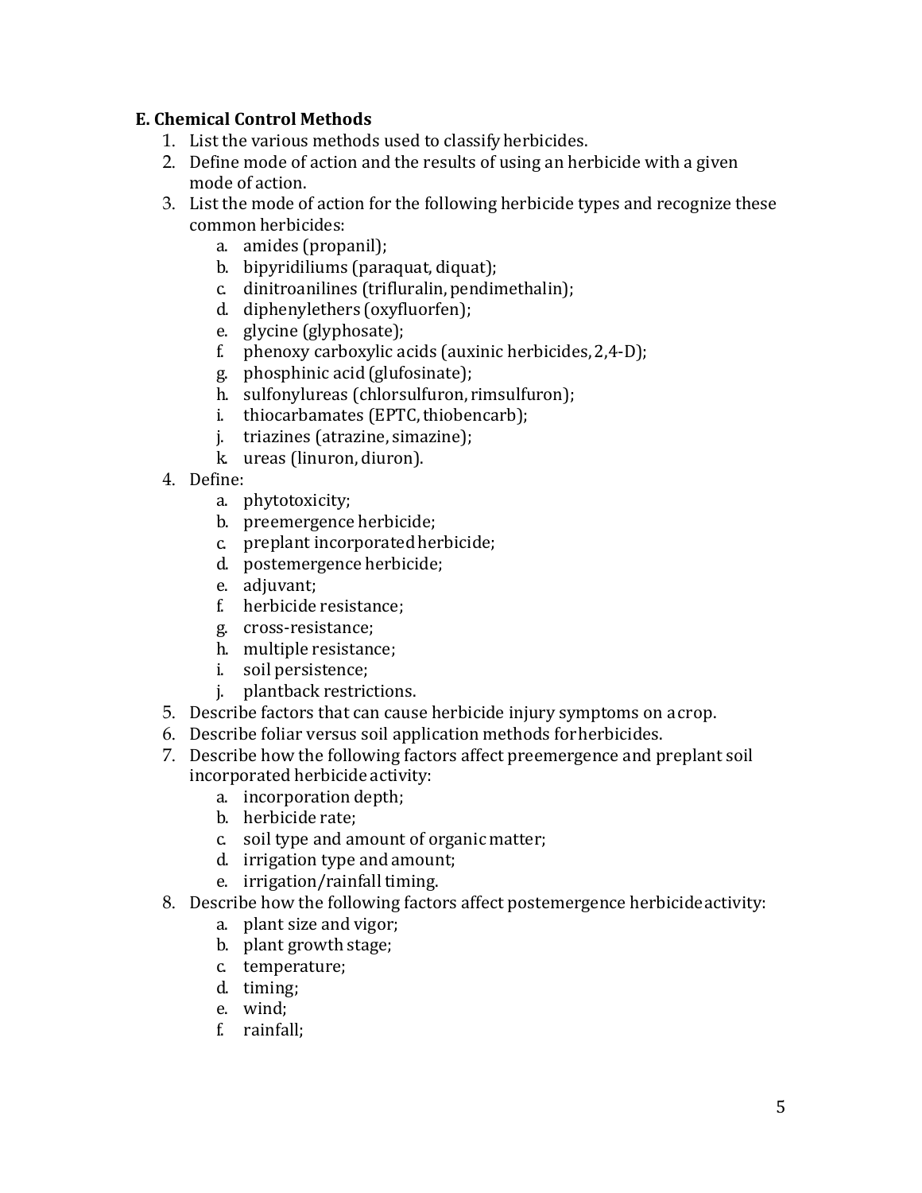**E. Chemical Control Methods**

1. List the various methods used to classify herbicides.
2. Define mode of action and the results of using an herbicide with a given mode of action.
3. List the mode of action for the following herbicide types and recognize these common herbicides:
   a. amides (propanil);
   b. bipyridiliums (paraquat, diquat);
   c. dinitroanilines (trifluralin, pendimethalin);
   d. diphenylethers (oxyfluorfen);
   e. glycine (glyphosate);
   f. phenoxy carboxylic acids (auxinic herbicides, 2,4-D);
   g. phosphinic acid (glufosinate);
   h. sulfonylureas (chlorsulfuron, rimsulfuron);
   i. thiocarbamates (EPTC, thiobencarb);
   j. triazines (atrazine, simazine);
   k. ureas (linuron, diuron).
4. Define:
   a. phytotoxicity;
   b. preemergence herbicide;
   c. preplant incorporated herbicide;
   d. postemergence herbicide;
   e. adjuvant;
   f. herbicide resistance;
   g. cross-resistance;
   h. multiple resistance;
   i. soil persistence;
   j. plantback restrictions.
5. Describe factors that can cause herbicide injury symptoms on a crop.
6. Describe foliar versus soil application methods for herbicides.
7. Describe how the following factors affect preemergence and preplant soil incorporated herbicide activity:
   a. incorporation depth;
   b. herbicide rate;
   c. soil type and amount of organic matter;
   d. irrigation type and amount;
   e. irrigation/rainfall timing.
8. Describe how the following factors affect postemergence herbicide activity:
   a. plant size and vigor;
   b. plant growth stage;
   c. temperature;
   d. timing;
   e. wind;
   f. rainfall;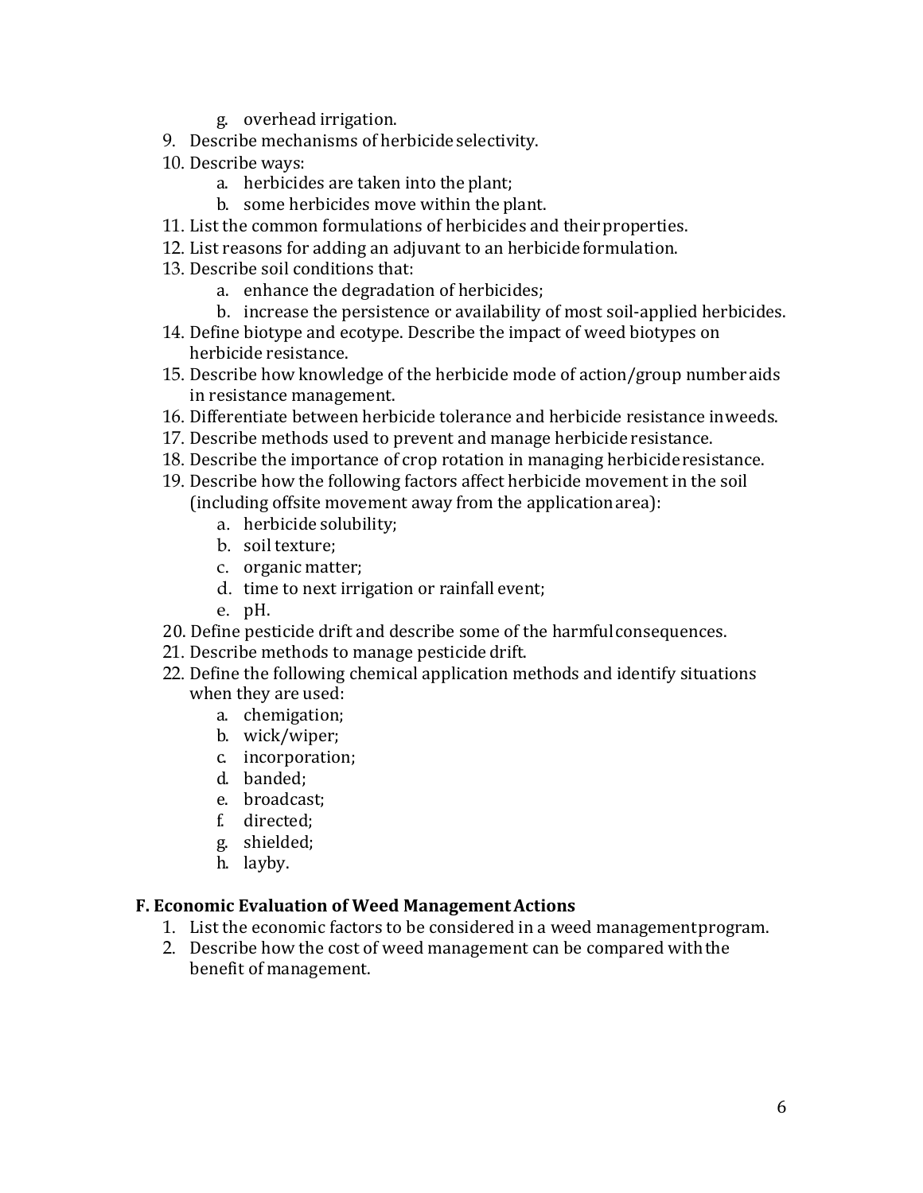- g. overhead irrigation.

9. Describe mechanisms of herbicide selectivity.
10. Describe ways:
    - a. herbicides are taken into the plant;
    - b. some herbicides move within the plant.
11. List the common formulations of herbicides and their properties.
12. List reasons for adding an adjuvant to an herbicide formulation.
13. Describe soil conditions that:
    - a. enhance the degradation of herbicides;
    - b. increase the persistence or availability of most soil-applied herbicides.
14. Define biotype and ecotype. Describe the impact of weed biotypes on herbicide resistance.
15. Describe how knowledge of the herbicide mode of action/group number aids in resistance management.
16. Differentiate between herbicide tolerance and herbicide resistance in weeds.
17. Describe methods used to prevent and manage herbicide resistance.
18. Describe the importance of crop rotation in managing herbicide resistance.
19. Describe how the following factors affect herbicide movement in the soil (including offsite movement away from the application area):
    - a. herbicide solubility;
    - b. soil texture;
    - c. organic matter;
    - d. time to next irrigation or rainfall event;
    - e. pH.
20. Define pesticide drift and describe some of the harmful consequences.
21. Describe methods to manage pesticide drift.
22. Define the following chemical application methods and identify situations when they are used:
    - a. chemigation;
    - b. wick/wiper;
    - c. incorporation;
    - d. banded;
    - e. broadcast;
    - f. directed;
    - g. shielded;
    - h. layby.

**F. Economic Evaluation of Weed Management Actions**

1. List the economic factors to be considered in a weed management program.
2. Describe how the cost of weed management can be compared with the benefit of management.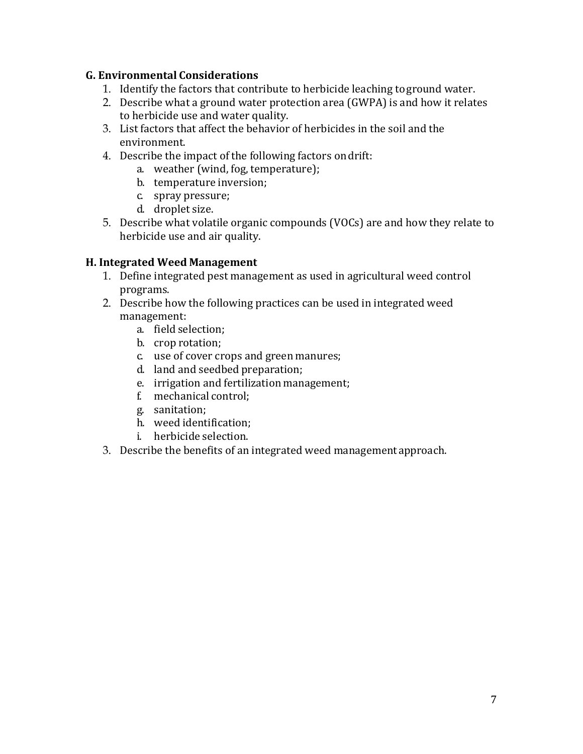### G. Environmental Considerations

1. Identify the factors that contribute to herbicide leaching to ground water.
2. Describe what a ground water protection area (GWPA) is and how it relates to herbicide use and water quality.
3. List factors that affect the behavior of herbicides in the soil and the environment.
4. Describe the impact of the following factors on drift:
   a. weather (wind, fog, temperature);
   b. temperature inversion;
   c. spray pressure;
   d. droplet size.
5. Describe what volatile organic compounds (VOCs) are and how they relate to herbicide use and air quality.

### H. Integrated Weed Management

1. Define integrated pest management as used in agricultural weed control programs.
2. Describe how the following practices can be used in integrated weed management:
   a. field selection;
   b. crop rotation;
   c. use of cover crops and green manures;
   d. land and seedbed preparation;
   e. irrigation and fertilization management;
   f. mechanical control;
   g. sanitation;
   h. weed identification;
   i. herbicide selection.
3. Describe the benefits of an integrated weed management approach.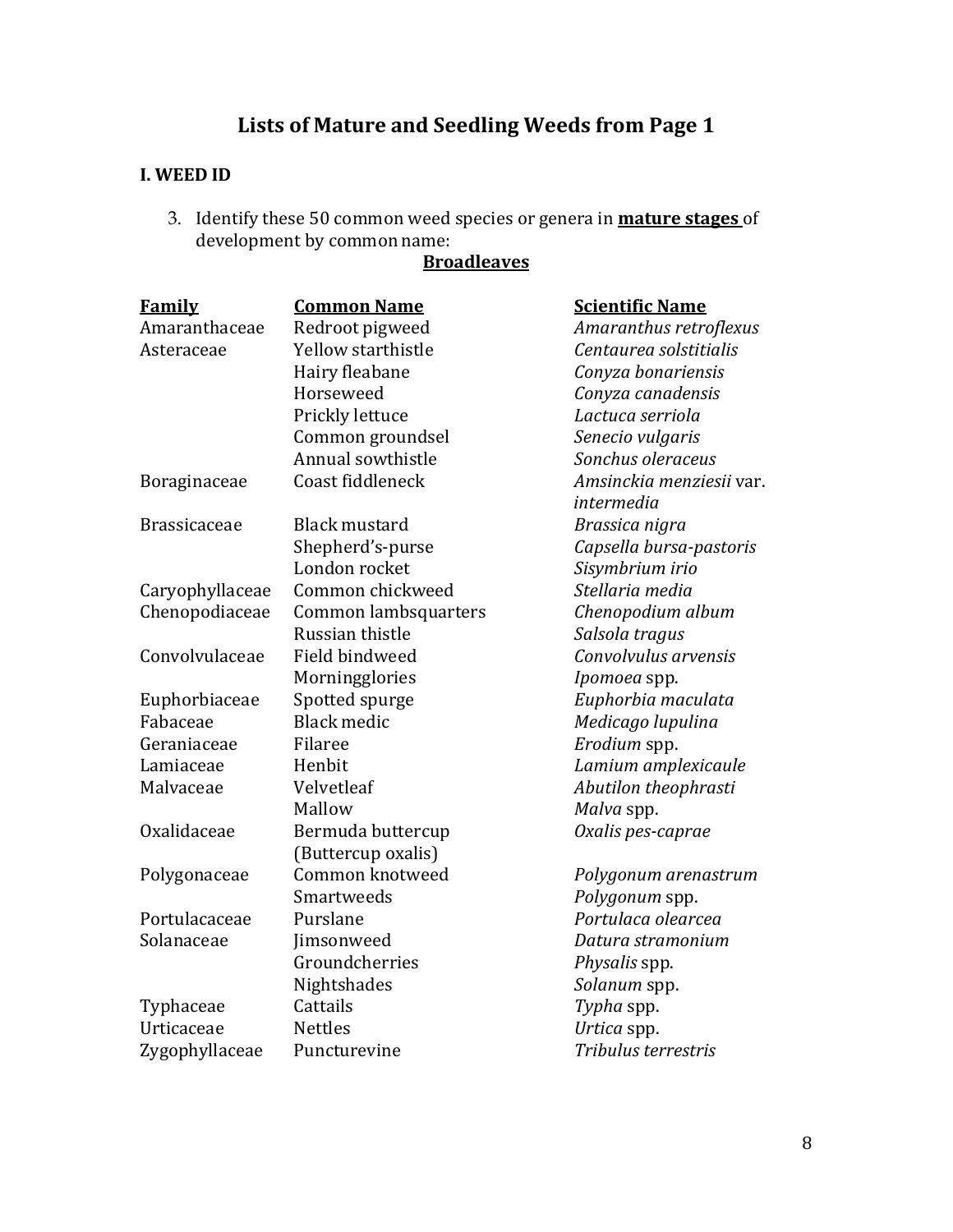# Lists of Mature and Seedling Weeds from Page 1

**I. WEED ID**

3. Identify these 50 common weed species or genera in **mature stages** of development by common name:

**Broadleaves**

| Family | Common Name | Scientific Name |
|---|---|---|
| Amaranthaceae | Redroot pigweed | *Amaranthus retroflexus* |
| Asteraceae | Yellow starthistle | *Centaurea solstitialis* |
| | Hairy fleabane | *Conyza bonariensis* |
| | Horseweed | *Conyza canadensis* |
| | Prickly lettuce | *Lactuca serriola* |
| | Common groundsel | *Senecio vulgaris* |
| | Annual sowthistle | *Sonchus oleraceus* |
| Boraginaceae | Coast fiddleneck | *Amsinckia menziesii* var. *intermedia* |
| Brassicaceae | Black mustard | *Brassica nigra* |
| | Shepherd's-purse | *Capsella bursa-pastoris* |
| | London rocket | *Sisymbrium irio* |
| Caryophyllaceae | Common chickweed | *Stellaria media* |
| Chenopodiaceae | Common lambsquarters | *Chenopodium album* |
| | Russian thistle | *Salsola tragus* |
| Convolvulaceae | Field bindweed | *Convolvulus arvensis* |
| | Morningglories | *Ipomoea* spp. |
| Euphorbiaceae | Spotted spurge | *Euphorbia maculata* |
| Fabaceae | Black medic | *Medicago lupulina* |
| Geraniaceae | Filaree | *Erodium* spp. |
| Lamiaceae | Henbit | *Lamium amplexicaule* |
| Malvaceae | Velvetleaf | *Abutilon theophrasti* |
| | Mallow | *Malva* spp. |
| Oxalidaceae | Bermuda buttercup (Buttercup oxalis) | *Oxalis pes-caprae* |
| Polygonaceae | Common knotweed | *Polygonum arenastrum* |
| | Smartweeds | *Polygonum* spp. |
| Portulacaceae | Purslane | *Portulaca olearcea* |
| Solanaceae | Jimsonweed | *Datura stramonium* |
| | Groundcherries | *Physalis* spp. |
| | Nightshades | *Solanum* spp. |
| Typhaceae | Cattails | *Typha* spp. |
| Urticaceae | Nettles | *Urtica* spp. |
| Zygophyllaceae | Puncturevine | *Tribulus terrestris* |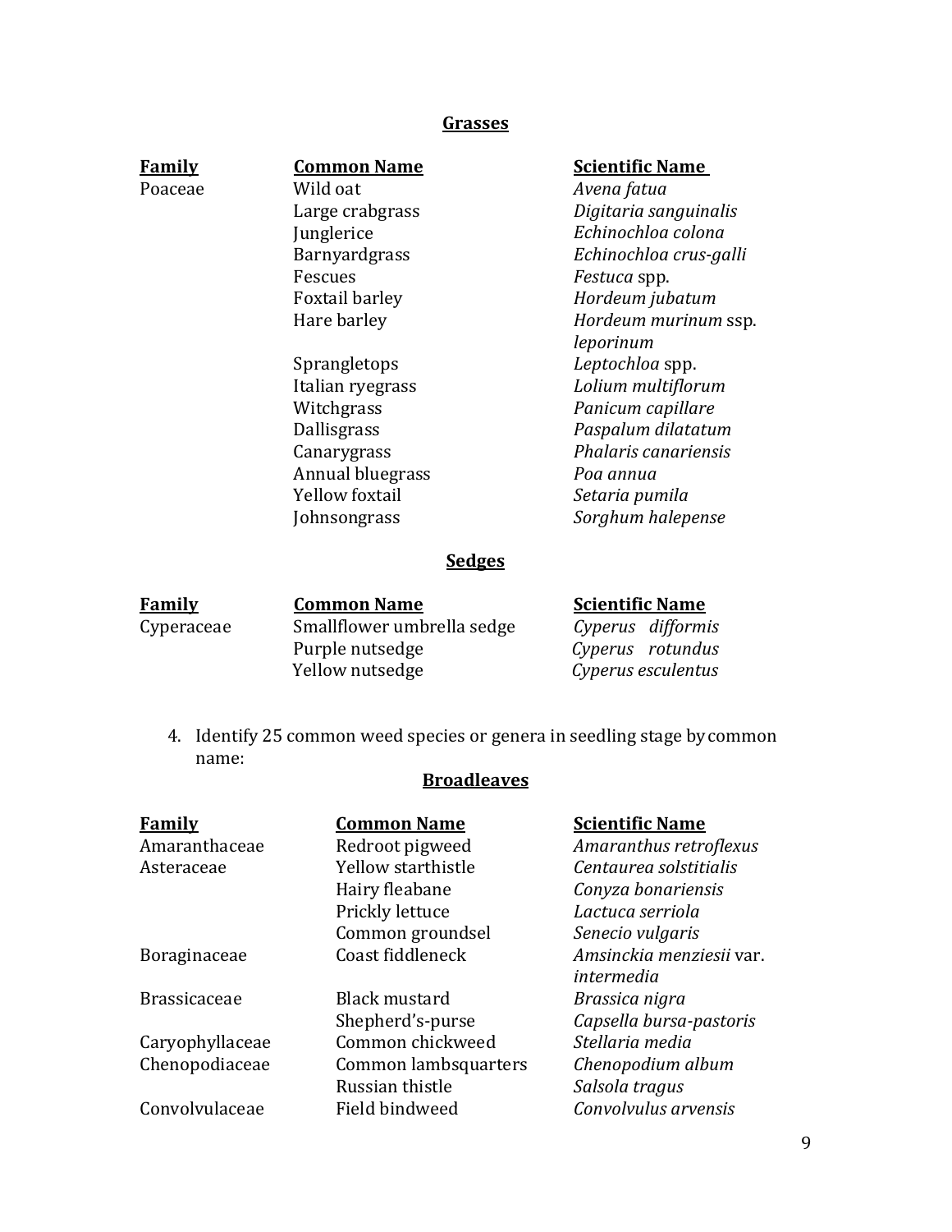## Grasses

| Family | Common Name | Scientific Name |
| --- | --- | --- |
| Poaceae | Wild oat | *Avena fatua* |
| | Large crabgrass | *Digitaria sanguinalis* |
| | Junglerice | *Echinochloa colona* |
| | Barnyardgrass | *Echinochloa crus-galli* |
| | Fescues | *Festuca* spp. |
| | Foxtail barley | *Hordeum jubatum* |
| | Hare barley | *Hordeum murinum* ssp. *leporinum* |
| | Sprangletops | *Leptochloa* spp. |
| | Italian ryegrass | *Lolium multiflorum* |
| | Witchgrass | *Panicum capillare* |
| | Dallisgrass | *Paspalum dilatatum* |
| | Canarygrass | *Phalaris canariensis* |
| | Annual bluegrass | *Poa annua* |
| | Yellow foxtail | *Setaria pumila* |
| | Johnsongrass | *Sorghum halepense* |

## Sedges

| Family | Common Name | Scientific Name |
| --- | --- | --- |
| Cyperaceae | Smallflower umbrella sedge | *Cyperus difformis* |
| | Purple nutsedge | *Cyperus rotundus* |
| | Yellow nutsedge | *Cyperus esculentus* |

4. Identify 25 common weed species or genera in seedling stage by common name:

## Broadleaves

| Family | Common Name | Scientific Name |
| --- | --- | --- |
| Amaranthaceae | Redroot pigweed | *Amaranthus retroflexus* |
| Asteraceae | Yellow starthistle | *Centaurea solstitialis* |
| | Hairy fleabane | *Conyza bonariensis* |
| | Prickly lettuce | *Lactuca serriola* |
| | Common groundsel | *Senecio vulgaris* |
| Boraginaceae | Coast fiddleneck | *Amsinckia menziesii* var. *intermedia* |
| Brassicaceae | Black mustard | *Brassica nigra* |
| | Shepherd's-purse | *Capsella bursa-pastoris* |
| Caryophyllaceae | Common chickweed | *Stellaria media* |
| Chenopodiaceae | Common lambsquarters | *Chenopodium album* |
| | Russian thistle | *Salsola tragus* |
| Convolvulaceae | Field bindweed | *Convolvulus arvensis* |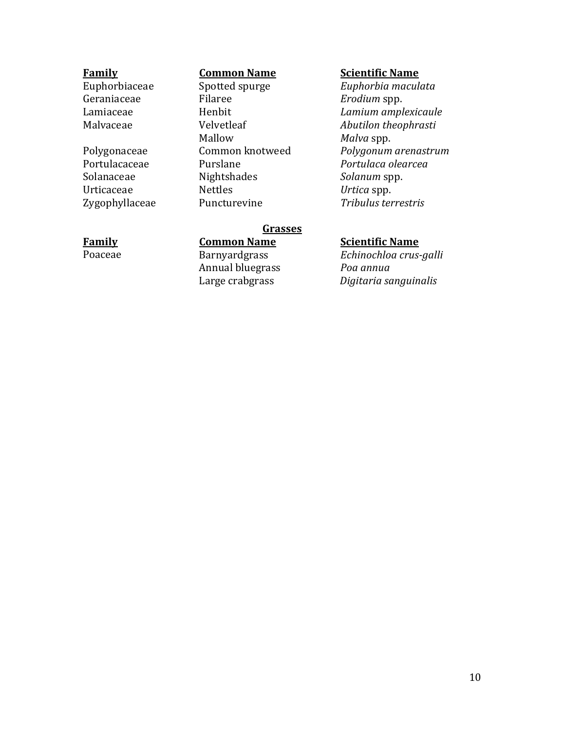| Family | Common Name | Scientific Name |
| --- | --- | --- |
| Euphorbiaceae | Spotted spurge | *Euphorbia maculata* |
| Geraniaceae | Filaree | *Erodium* spp. |
| Lamiaceae | Henbit | *Lamium amplexicaule* |
| Malvaceae | Velvetleaf | *Abutilon theophrasti* |
| | Mallow | *Malva* spp. |
| Polygonaceae | Common knotweed | *Polygonum arenastrum* |
| Portulacaceae | Purslane | *Portulaca olearcea* |
| Solanaceae | Nightshades | *Solanum* spp. |
| Urticaceae | Nettles | *Urtica* spp. |
| Zygophyllaceae | Puncturevine | *Tribulus terrestris* |

**Grasses**

| Family | Common Name | Scientific Name |
| --- | --- | --- |
| Poaceae | Barnyardgrass | *Echinochloa crus-galli* |
| | Annual bluegrass | *Poa annua* |
| | Large crabgrass | *Digitaria sanguinalis* |